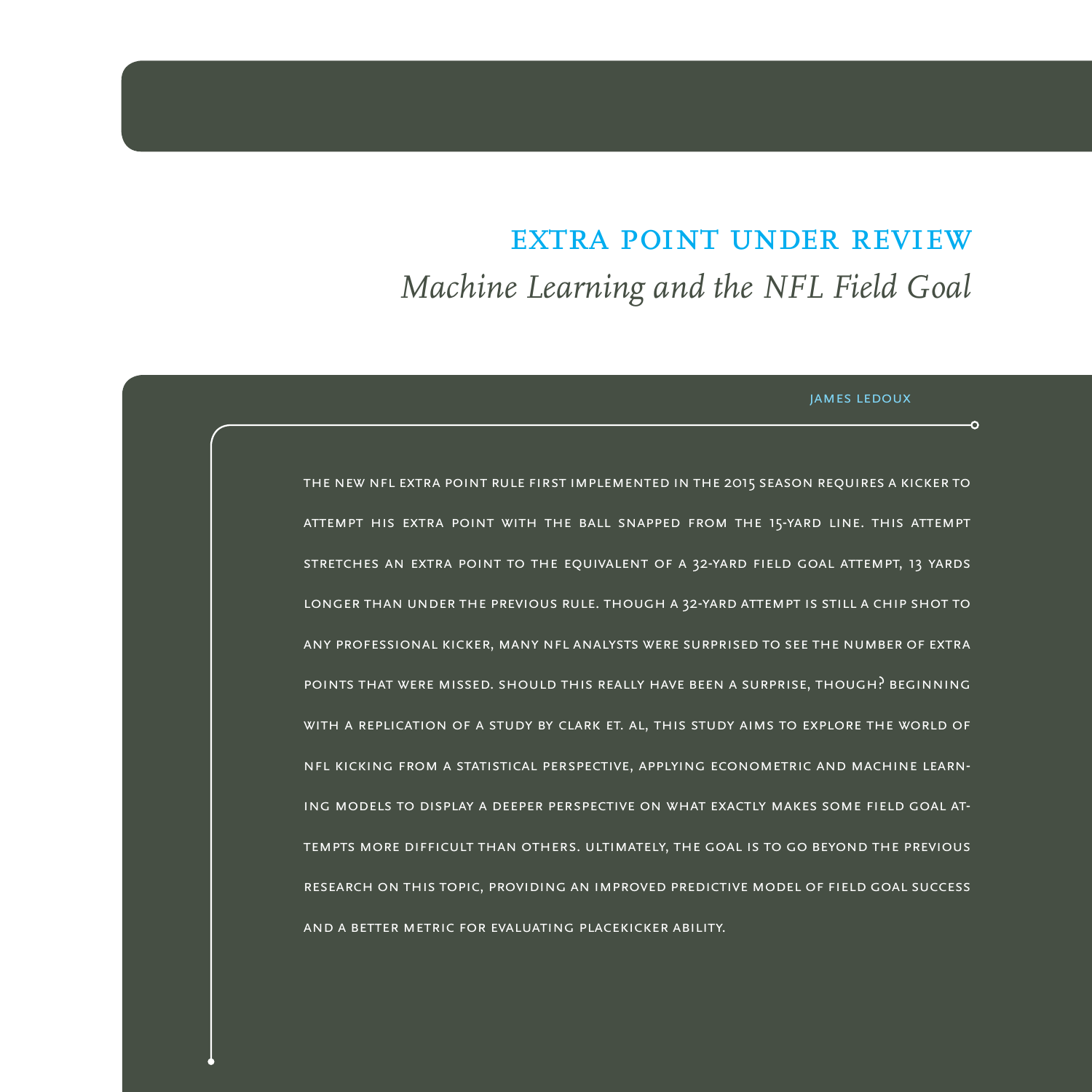# EXTRA POINT UNDER REVIEW

## *Machine Learning and the NFL Field Goal*

JAMES LEDOUX

THE NEW NFL EXTRA POINT RULE FIRST IMPLEMENTED IN THE 2015 SEASON REQUIRES A KICKER TO ATTEMPT HIS EXTRA POINT WITH THE BALL SNAPPED FROM THE 15-YARD LINE. THIS ATTEMPT STRETCHES AN EXTRA POINT TO THE EQUIVALENT OF A 32-YARD FIELD GOAL ATTEMPT, 13 YARDS LONGER THAN UNDER THE PREVIOUS RULE. THOUGH A 32-YARD ATTEMPT IS STILL A CHIP SHOT TO ANY PROFESSIONAL KICKER, MANY NFL ANALYSTS WERE SURPRISED TO SEE THE NUMBER OF EXTRA POINTS THAT WERE MISSED. SHOULD THIS REALLY HAVE BEEN A SURPRISE, THOUGH? BEGINNING WITH A REPLICATION OF A STUDY BY CLARK ET. AL, THIS STUDY AIMS TO EXPLORE THE WORLD OF NFL KICKING FROM A STATISTICAL PERSPECTIVE, APPLYING ECONOMETRIC AND MACHINE LEARNING MODELS TO DISPLAY A DEEPER PERSPECTIVE ON WHAT EXACTLY MAKES SOME FIELD GOAL ATTEMPTS MORE DIFFICULT THAN OTHERS. ULTIMATELY, THE GOAL IS TO GO BEYOND THE PREVIOUS RESEARCH ON THIS TOPIC, PROVIDING AN IMPROVED PREDICTIVE MODEL OF FIELD GOAL SUCCESS AND A BETTER METRIC FOR EVALUATING PLACEKICKER ABILITY.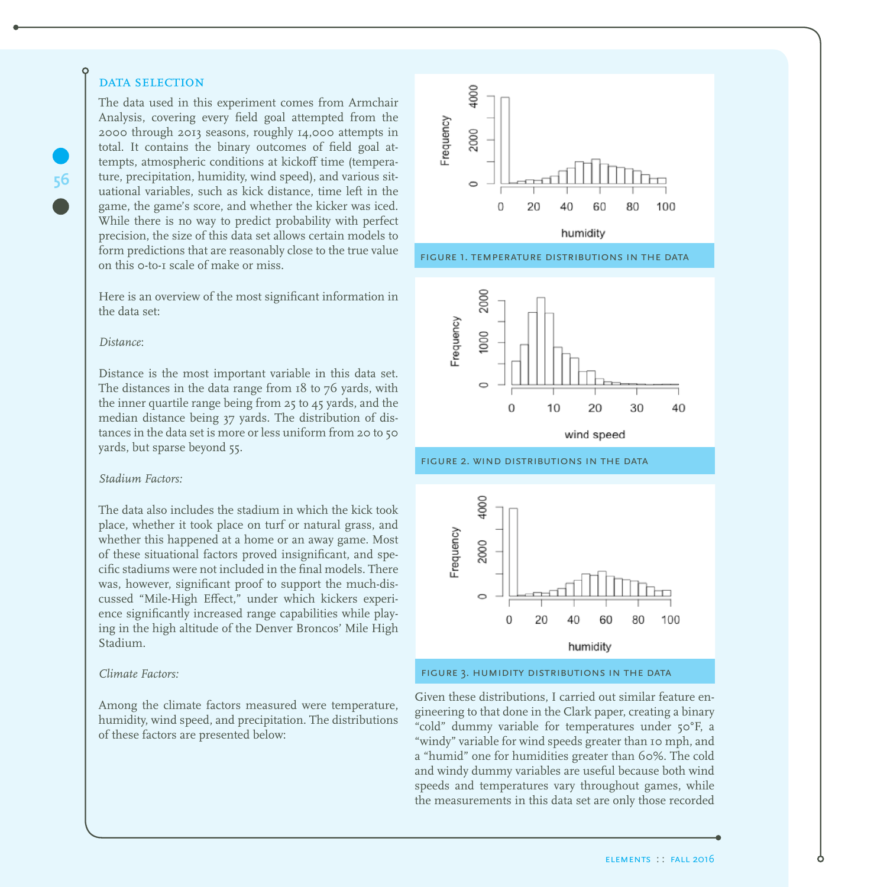## DATA SELECTION

The data used in this experiment comes from Armchair Analysis, covering every field goal attempted from the 2000 through 2013 seasons, roughly 14,000 attempts in total. It contains the binary outcomes of field goal attempts, atmospheric conditions at kickoff time (temperature, precipitation, humidity, wind speed), and various situational variables, such as kick distance, time left in the game, the game's score, and whether the kicker was iced. While there is no way to predict probability with perfect precision, the size of this data set allows certain models to form predictions that are reasonably close to the true value on this 0-to-1 scale of make or miss.

Here is an overview of the most significant information in the data set:

*Distance*:

Distance is the most important variable in this data set. The distances in the data range from 18 to 76 yards, with the inner quartile range being from 25 to 45 yards, and the median distance being 37 yards. The distribution of distances in the data set is more or less uniform from 20 to 50 yards, but sparse beyond 55.

*Stadium Factors:*

The data also includes the stadium in which the kick took place, whether it took place on turf or natural grass, and whether this happened at a home or an away game. Most of these situational factors proved insignificant, and specific stadiums were not included in the final models. There was, however, significant proof to support the much-discussed "Mile-High Effect," under which kickers experience significantly increased range capabilities while playing in the high altitude of the Denver Broncos' Mile High Stadium.

*Climate Factors:*

Among the climate factors measured were temperature, humidity, wind speed, and precipitation. The distributions of these factors are presented below:

FIGURE 1. TEMPERATURE DISTRIBUTIONS IN THE DATA

FIGURE 2. WIND DISTRIBUTIONS IN THE DATA

FIGURE 3. HUMIDITY DISTRIBUTIONS IN THE DATA

Given these distributions, I carried out similar feature engineering to that done in the Clark paper, creating a binary "cold" dummy variable for temperatures under 50°F, a "windy" variable for wind speeds greater than 10 mph, and a "humid" one for humidities greater than 60%. The cold and windy dummy variables are useful because both wind speeds and temperatures vary throughout games, while the measurements in this data set are only those recorded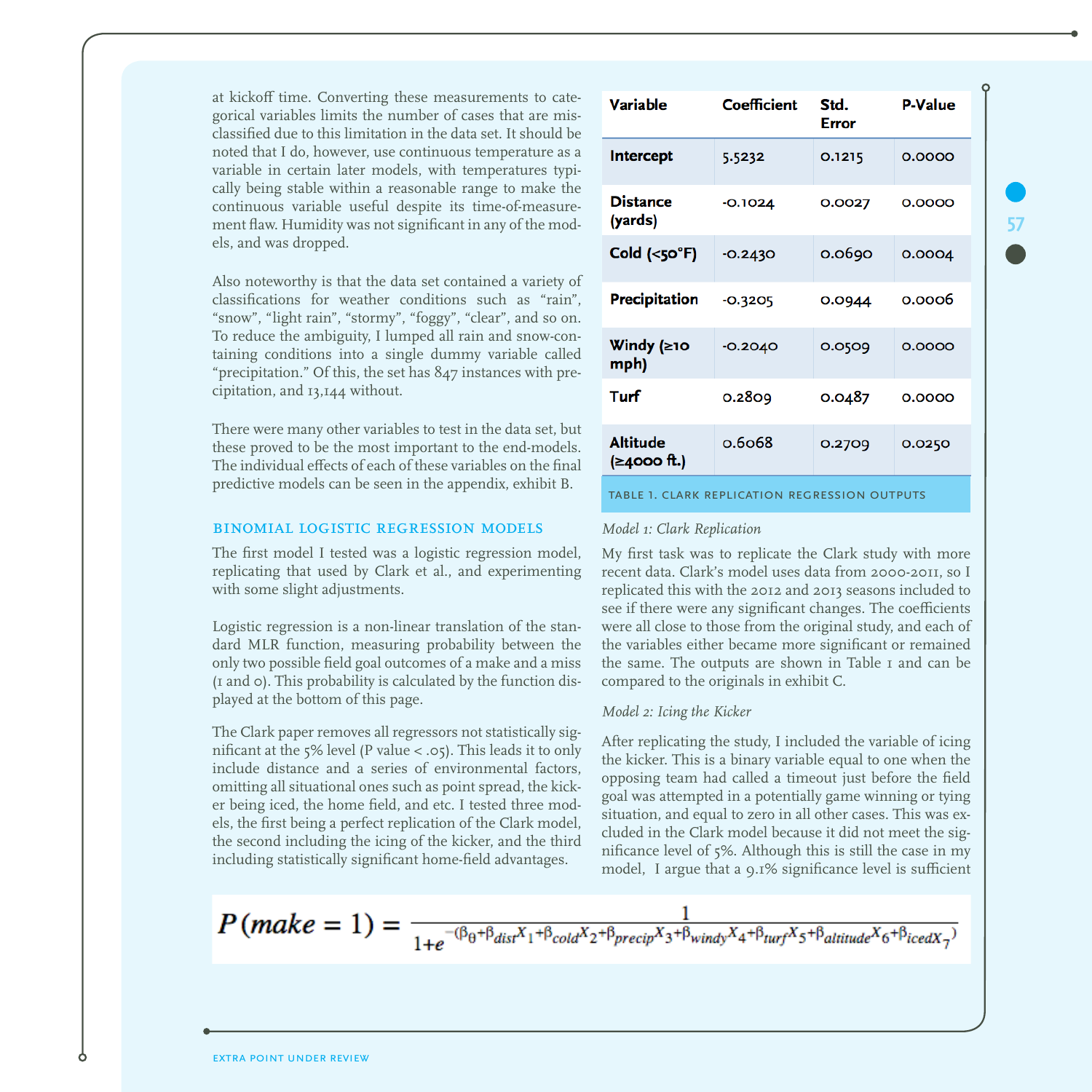at kickoff time. Converting these measurements to categorical variables limits the number of cases that are misclassified due to this limitation in the data set. It should be noted that I do, however, use continuous temperature as a variable in certain later models, with temperatures typically being stable within a reasonable range to make the continuous variable useful despite its time-of-measurement flaw. Humidity was not significant in any of the models, and was dropped.

Also noteworthy is that the data set contained a variety of classifications for weather conditions such as "rain", "snow", "light rain", "stormy", "foggy", "clear", and so on. To reduce the ambiguity, I lumped all rain and snow-containing conditions into a single dummy variable called "precipitation." Of this, the set has 847 instances with precipitation, and 13,144 without.

There were many other variables to test in the data set, but these proved to be the most important to the end-models. The individual effects of each of these variables on the final predictive models can be seen in the appendix, exhibit B.

## BINOMIAL LOGISTIC REGRESSION MODELS

The first model I tested was a logistic regression model, replicating that used by Clark et al., and experimenting with some slight adjustments.

Logistic regression is a non-linear translation of the standard MLR function, measuring probability between the only two possible field goal outcomes of a make and a miss (1 and 0). This probability is calculated by the function displayed at the bottom of this page.

The Clark paper removes all regressors not statistically significant at the 5% level (P value < .05). This leads it to only include distance and a series of environmental factors, omitting all situational ones such as point spread, the kicker being iced, the home field, and etc. I tested three models, the first being a perfect replication of the Clark model, the second including the icing of the kicker, and the third including statistically significant home-field advantages.

| Variable | Coefficient | Std. Error | P-Value |
|---|---|---|---|
| Intercept | 5.5232 | 0.1215 | 0.0000 |
| Distance (yards) | -0.1024 | 0.0027 | 0.0000 |
| Cold (<50°F) | -0.2430 | 0.0690 | 0.0004 |
| Precipitation | -0.3205 | 0.0944 | 0.0006 |
| Windy (≥10 mph) | -0.2040 | 0.0509 | 0.0000 |
| Turf | 0.2809 | 0.0487 | 0.0000 |
| Altitude (≥4000 ft.) | 0.6068 | 0.2709 | 0.0250 |

TABLE 1. CLARK REPLICATION REGRESSION OUTPUTS

*Model 1: Clark Replication*

My first task was to replicate the Clark study with more recent data. Clark's model uses data from 2000-2011, so I replicated this with the 2012 and 2013 seasons included to see if there were any significant changes. The coefficients were all close to those from the original study, and each of the variables either became more significant or remained the same. The outputs are shown in Table 1 and can be compared to the originals in exhibit C.

*Model 2: Icing the Kicker*

After replicating the study, I included the variable of icing the kicker. This is a binary variable equal to one when the opposing team had called a timeout just before the field goal was attempted in a potentially game winning or tying situation, and equal to zero in all other cases. This was excluded in the Clark model because it did not meet the significance level of 5%. Although this is still the case in my model, I argue that a 9.1% significance level is sufficient

$$P(make = 1) = \frac{1}{1+e^{-(\beta_0+\beta_{dist}X_1+\beta_{cold}X_2+\beta_{precip}X_3+\beta_{windy}X_4+\beta_{turf}X_5+\beta_{altitude}X_6+\beta_{iced}X_7)}}$$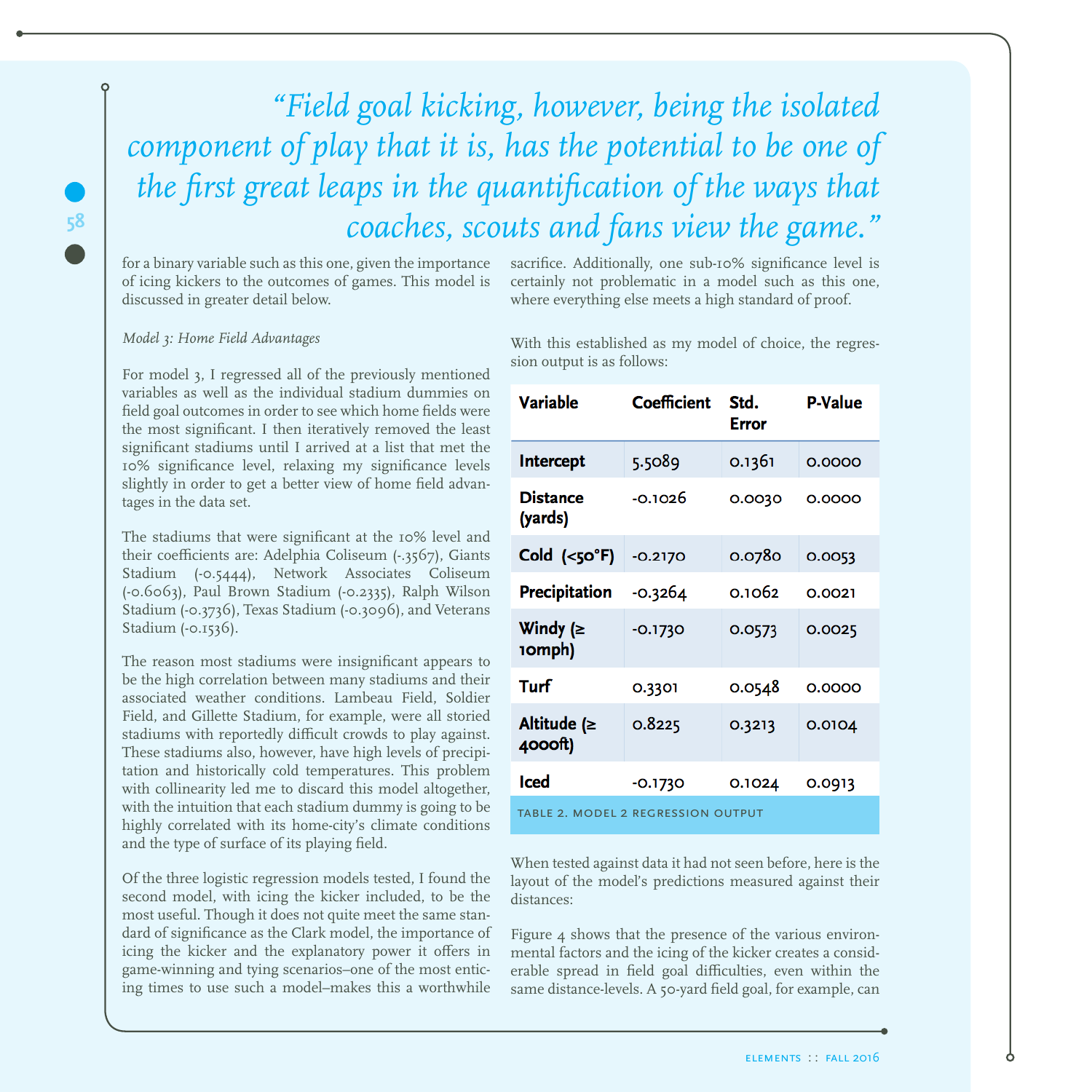> *"Field goal kicking, however, being the isolated component of play that it is, has the potential to be one of the first great leaps in the quantification of the ways that coaches, scouts and fans view the game."*

for a binary variable such as this one, given the importance of icing kickers to the outcomes of games. This model is discussed in greater detail below.

*Model 3: Home Field Advantages*

For model 3, I regressed all of the previously mentioned variables as well as the individual stadium dummies on field goal outcomes in order to see which home fields were the most significant. I then iteratively removed the least significant stadiums until I arrived at a list that met the 10% significance level, relaxing my significance levels slightly in order to get a better view of home field advantages in the data set.

The stadiums that were significant at the 10% level and their coefficients are: Adelphia Coliseum (-.3567), Giants Stadium (-0.5444), Network Associates Coliseum (-0.6063), Paul Brown Stadium (-0.2335), Ralph Wilson Stadium (-0.3736), Texas Stadium (-0.3096), and Veterans Stadium (-0.1536).

The reason most stadiums were insignificant appears to be the high correlation between many stadiums and their associated weather conditions. Lambeau Field, Soldier Field, and Gillette Stadium, for example, were all storied stadiums with reportedly difficult crowds to play against. These stadiums also, however, have high levels of precipitation and historically cold temperatures. This problem with collinearity led me to discard this model altogether, with the intuition that each stadium dummy is going to be highly correlated with its home-city's climate conditions and the type of surface of its playing field.

Of the three logistic regression models tested, I found the second model, with icing the kicker included, to be the most useful. Though it does not quite meet the same standard of significance as the Clark model, the importance of icing the kicker and the explanatory power it offers in game-winning and tying scenarios–one of the most enticing times to use such a model–makes this a worthwhile sacrifice. Additionally, one sub-10% significance level is certainly not problematic in a model such as this one, where everything else meets a high standard of proof.

With this established as my model of choice, the regression output is as follows:

| Variable | Coefficient | Std. Error | P-Value |
|---|---|---|---|
| Intercept | 5.5089 | 0.1361 | 0.0000 |
| Distance (yards) | -0.1026 | 0.0030 | 0.0000 |
| Cold (<50°F) | -0.2170 | 0.0780 | 0.0053 |
| Precipitation | -0.3264 | 0.1062 | 0.0021 |
| Windy (≥ 10mph) | -0.1730 | 0.0573 | 0.0025 |
| Turf | 0.3301 | 0.0548 | 0.0000 |
| Altitude (≥ 4000ft) | 0.8225 | 0.3213 | 0.0104 |
| Iced | -0.1730 | 0.1024 | 0.0913 |

TABLE 2. MODEL 2 REGRESSION OUTPUT

When tested against data it had not seen before, here is the layout of the model's predictions measured against their distances:

Figure 4 shows that the presence of the various environmental factors and the icing of the kicker creates a considerable spread in field goal difficulties, even within the same distance-levels. A 50-yard field goal, for example, can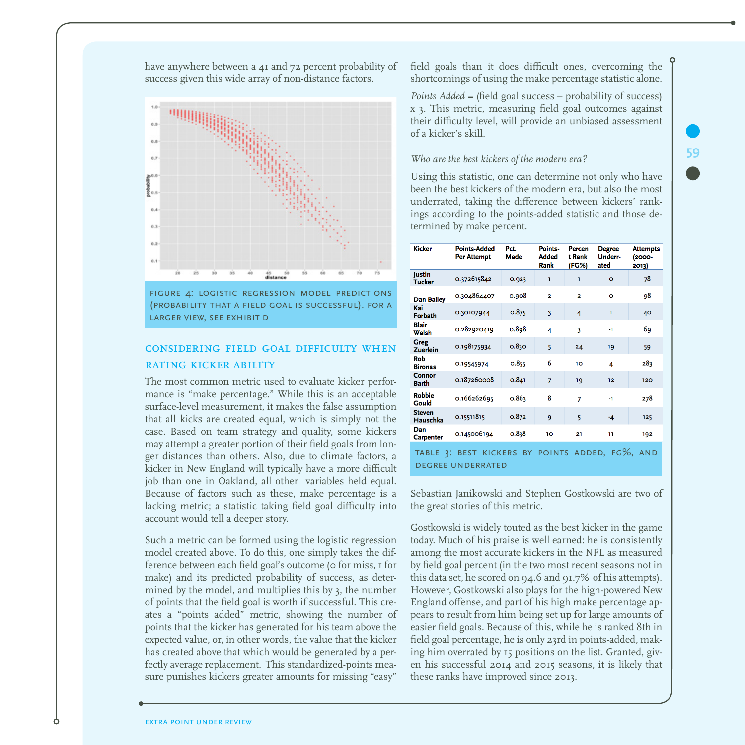have anywhere between a 41 and 72 percent probability of success given this wide array of non-distance factors.

FIGURE 4: LOGISTIC REGRESSION MODEL PREDICTIONS (PROBABILITY THAT A FIELD GOAL IS SUCCESSFUL). FOR A LARGER VIEW, SEE EXHIBIT D

## CONSIDERING FIELD GOAL DIFFICULTY WHEN RATING KICKER ABILITY

The most common metric used to evaluate kicker performance is "make percentage." While this is an acceptable surface-level measurement, it makes the false assumption that all kicks are created equal, which is simply not the case. Based on team strategy and quality, some kickers may attempt a greater portion of their field goals from longer distances than others. Also, due to climate factors, a kicker in New England will typically have a more difficult job than one in Oakland, all other variables held equal. Because of factors such as these, make percentage is a lacking metric; a statistic taking field goal difficulty into account would tell a deeper story.

Such a metric can be formed using the logistic regression model created above. To do this, one simply takes the difference between each field goal's outcome (0 for miss, 1 for make) and its predicted probability of success, as determined by the model, and multiplies this by 3, the number of points that the field goal is worth if successful. This creates a "points added" metric, showing the number of points that the kicker has generated for his team above the expected value, or, in other words, the value that the kicker has created above that which would be generated by a perfectly average replacement. This standardized-points measure punishes kickers greater amounts for missing "easy" field goals than it does difficult ones, overcoming the shortcomings of using the make percentage statistic alone.

*Points Added* = (field goal success – probability of success) x 3. This metric, measuring field goal outcomes against their difficulty level, will provide an unbiased assessment of a kicker's skill.

*Who are the best kickers of the modern era?*

Using this statistic, one can determine not only who have been the best kickers of the modern era, but also the most underrated, taking the difference between kickers' rankings according to the points-added statistic and those determined by make percent.

| Kicker | Points-Added Per Attempt | Pct. Made | Points-Added Rank | Percent Rank (FG%) | Degree Underrated | Attempts (2000-2013) |
|---|---|---|---|---|---|---|
| Justin Tucker | 0.372615842 | 0.923 | 1 | 1 | 0 | 78 |
| Dan Bailey | 0.304864407 | 0.908 | 2 | 2 | 0 | 98 |
| Kai Forbath | 0.30107944 | 0.875 | 3 | 4 | 1 | 40 |
| Blair Walsh | 0.282920419 | 0.898 | 4 | 3 | -1 | 69 |
| Greg Zuerlein | 0.198175934 | 0.830 | 5 | 24 | 19 | 59 |
| Rob Bironas | 0.19545974 | 0.855 | 6 | 10 | 4 | 283 |
| Connor Barth | 0.187260008 | 0.841 | 7 | 19 | 12 | 120 |
| Robbie Gould | 0.166262695 | 0.863 | 8 | 7 | -1 | 278 |
| Steven Hauschka | 0.15511815 | 0.872 | 9 | 5 | -4 | 125 |
| Dan Carpenter | 0.145006194 | 0.838 | 10 | 21 | 11 | 192 |

TABLE 3: BEST KICKERS BY POINTS ADDED, FG%, AND DEGREE UNDERRATED

Sebastian Janikowski and Stephen Gostkowski are two of the great stories of this metric.

Gostkowski is widely touted as the best kicker in the game today. Much of his praise is well earned: he is consistently among the most accurate kickers in the NFL as measured by field goal percent (in the two most recent seasons not in this data set, he scored on 94.6 and 91.7% of his attempts). However, Gostkowski also plays for the high-powered New England offense, and part of his high make percentage appears to result from him being set up for large amounts of easier field goals. Because of this, while he is ranked 8th in field goal percentage, he is only 23rd in points-added, making him overrated by 15 positions on the list. Granted, given his successful 2014 and 2015 seasons, it is likely that these ranks have improved since 2013.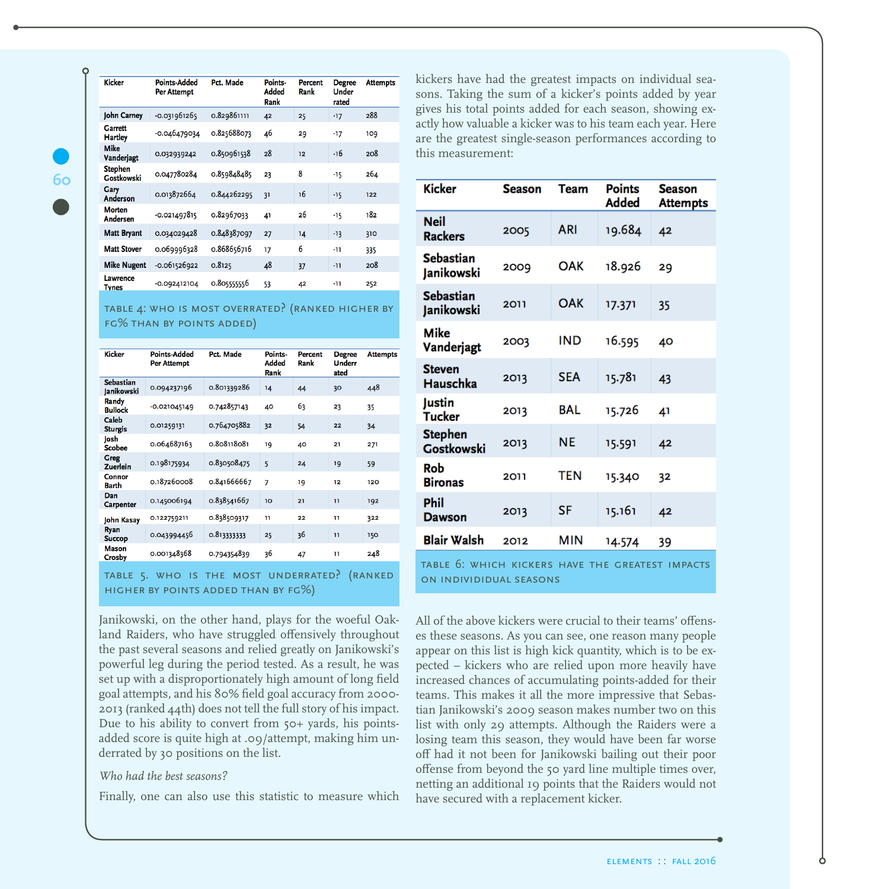| Kicker | Points-Added Per Attempt | Pct. Made | Points-Added Rank | Percent Rank | Degree Underrated | Attempts |
|---|---|---|---|---|---|---|
| John Carney | -0.031961265 | 0.829861111 | 42 | 25 | -17 | 288 |
| Garrett Hartley | -0.046479034 | 0.825688073 | 46 | 29 | -17 | 109 |
| Mike Vanderjagt | 0.032939242 | 0.850961538 | 28 | 12 | -16 | 208 |
| Stephen Gostkowski | 0.047780284 | 0.859848485 | 23 | 8 | -15 | 264 |
| Gary Anderson | 0.013872664 | 0.844262295 | 31 | 16 | -15 | 122 |
| Morten Andersen | -0.021497815 | 0.82967033 | 41 | 26 | -15 | 182 |
| Matt Bryant | 0.034029428 | 0.848387097 | 27 | 14 | -13 | 310 |
| Matt Stover | 0.069996328 | 0.868656716 | 17 | 6 | -11 | 335 |
| Mike Nugent | -0.061526922 | 0.8125 | 48 | 37 | -11 | 208 |
| Lawrence Tynes | -0.092412104 | 0.805555556 | 53 | 42 | -11 | 252 |

TABLE 4: WHO IS MOST OVERRATED? (RANKED HIGHER BY FG% THAN BY POINTS ADDED)

| Kicker | Points-Added Per Attempt | Pct. Made | Points-Added Rank | Percent Rank | Degree Underated | Attempts |
|---|---|---|---|---|---|---|
| Sebastian Janikowski | 0.094237196 | 0.801339286 | 14 | 44 | 30 | 448 |
| Randy Bullock | -0.021045149 | 0.742857143 | 40 | 63 | 23 | 35 |
| Caleb Sturgis | 0.01259131 | 0.764705882 | 32 | 54 | 22 | 34 |
| Josh Scobee | 0.064687163 | 0.808118081 | 19 | 40 | 21 | 271 |
| Greg Zuerlein | 0.198175934 | 0.830508475 | 5 | 24 | 19 | 59 |
| Connor Barth | 0.187260008 | 0.841666667 | 7 | 19 | 12 | 120 |
| Dan Carpenter | 0.145006194 | 0.838541667 | 10 | 21 | 11 | 192 |
| John Kasay | 0.122759211 | 0.838509317 | 11 | 22 | 11 | 322 |
| Ryan Succop | 0.043994456 | 0.813333333 | 25 | 36 | 11 | 150 |
| Mason Crosby | 0.001348368 | 0.794354839 | 36 | 47 | 11 | 248 |

TABLE 5. WHO IS THE MOST UNDERRATED? (RANKED HIGHER BY POINTS ADDED THAN BY FG%)

Janikowski, on the other hand, plays for the woeful Oakland Raiders, who have struggled offensively throughout the past several seasons and relied greatly on Janikowski's powerful leg during the period tested. As a result, he was set up with a disproportionately high amount of long field goal attempts, and his 80% field goal accuracy from 2000-2013 (ranked 44th) does not tell the full story of his impact. Due to his ability to convert from 50+ yards, his points-added score is quite high at .09/attempt, making him underrated by 30 positions on the list.

*Who had the best seasons?*

Finally, one can also use this statistic to measure which kickers have had the greatest impacts on individual seasons. Taking the sum of a kicker's points added by year gives his total points added for each season, showing exactly how valuable a kicker was to his team each year. Here are the greatest single-season performances according to this measurement:

| Kicker | Season | Team | Points Added | Season Attempts |
|---|---|---|---|---|
| Neil Rackers | 2005 | ARI | 19.684 | 42 |
| Sebastian Janikowski | 2009 | OAK | 18.926 | 29 |
| Sebastian Janikowski | 2011 | OAK | 17.371 | 35 |
| Mike Vanderjagt | 2003 | IND | 16.595 | 40 |
| Steven Hauschka | 2013 | SEA | 15.781 | 43 |
| Justin Tucker | 2013 | BAL | 15.726 | 41 |
| Stephen Gostkowski | 2013 | NE | 15.591 | 42 |
| Rob Bironas | 2011 | TEN | 15.340 | 32 |
| Phil Dawson | 2013 | SF | 15.161 | 42 |
| Blair Walsh | 2012 | MIN | 14.574 | 39 |

TABLE 6: WHICH KICKERS HAVE THE GREATEST IMPACTS ON INDIVIDIDUAL SEASONS

All of the above kickers were crucial to their teams' offenses these seasons. As you can see, one reason many people appear on this list is high kick quantity, which is to be expected – kickers who are relied upon more heavily have increased chances of accumulating points-added for their teams. This makes it all the more impressive that Sebastian Janikowski's 2009 season makes number two on this list with only 29 attempts. Although the Raiders were a losing team this season, they would have been far worse off had it not been for Janikowski bailing out their poor offense from beyond the 50 yard line multiple times over, netting an additional 19 points that the Raiders would not have secured with a replacement kicker.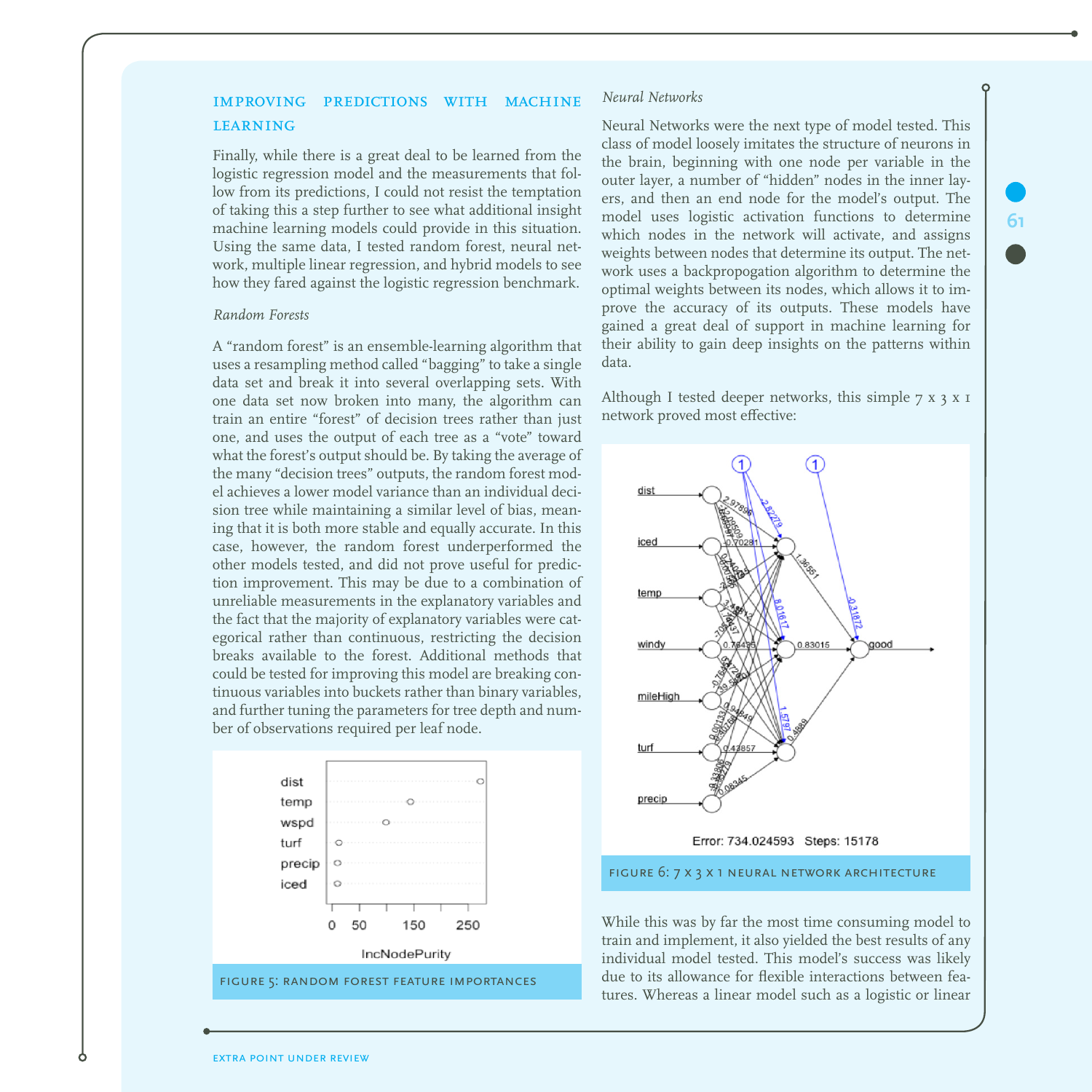## IMPROVING PREDICTIONS WITH MACHINE LEARNING

Finally, while there is a great deal to be learned from the logistic regression model and the measurements that follow from its predictions, I could not resist the temptation of taking this a step further to see what additional insight machine learning models could provide in this situation. Using the same data, I tested random forest, neural network, multiple linear regression, and hybrid models to see how they fared against the logistic regression benchmark.

*Random Forests*

A "random forest" is an ensemble-learning algorithm that uses a resampling method called "bagging" to take a single data set and break it into several overlapping sets. With one data set now broken into many, the algorithm can train an entire "forest" of decision trees rather than just one, and uses the output of each tree as a "vote" toward what the forest's output should be. By taking the average of the many "decision trees" outputs, the random forest model achieves a lower model variance than an individual decision tree while maintaining a similar level of bias, meaning that it is both more stable and equally accurate. In this case, however, the random forest underperformed the other models tested, and did not prove useful for prediction improvement. This may be due to a combination of unreliable measurements in the explanatory variables and the fact that the majority of explanatory variables were categorical rather than continuous, restricting the decision breaks available to the forest. Additional methods that could be tested for improving this model are breaking continuous variables into buckets rather than binary variables, and further tuning the parameters for tree depth and number of observations required per leaf node.

dist
temp
wspd
turf
precip
iced

0 50 150 250

IncNodePurity

FIGURE 5: RANDOM FOREST FEATURE IMPORTANCES

*Neural Networks*

Neural Networks were the next type of model tested. This class of model loosely imitates the structure of neurons in the brain, beginning with one node per variable in the outer layer, a number of "hidden" nodes in the inner layers, and then an end node for the model's output. The model uses logistic activation functions to determine which nodes in the network will activate, and assigns weights between nodes that determine its output. The network uses a backpropogation algorithm to determine the optimal weights between its nodes, which allows it to improve the accuracy of its outputs. These models have gained a great deal of support in machine learning for their ability to gain deep insights on the patterns within data.

Although I tested deeper networks, this simple 7 x 3 x 1 network proved most effective:

dist
iced
temp
windy
mileHigh
turf
precip
good

Error: 734.024593 Steps: 15178

FIGURE 6: 7 X 3 X 1 NEURAL NETWORK ARCHITECTURE

While this was by far the most time consuming model to train and implement, it also yielded the best results of any individual model tested. This model's success was likely due to its allowance for flexible interactions between features. Whereas a linear model such as a logistic or linear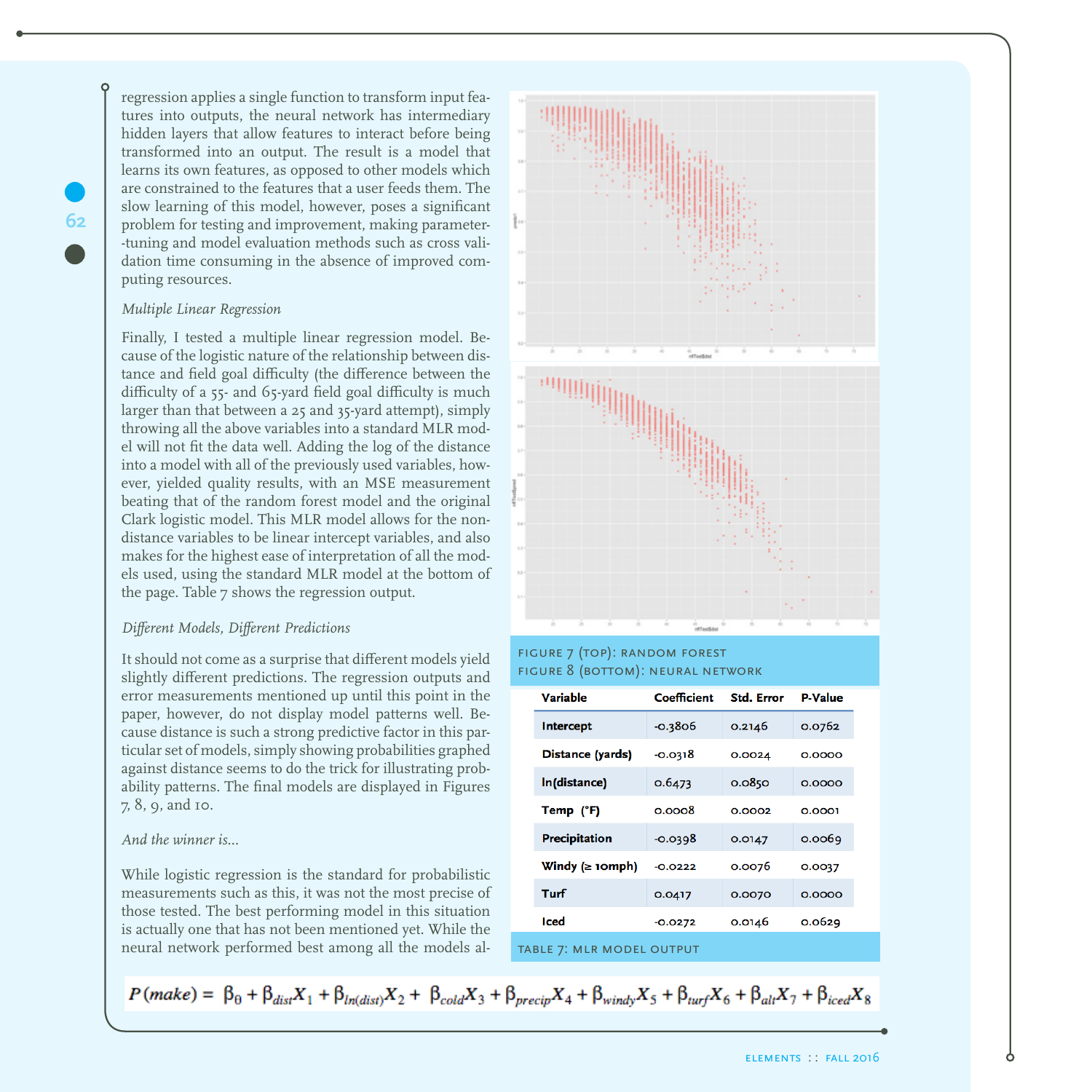regression applies a single function to transform input features into outputs, the neural network has intermediary hidden layers that allow features to interact before being transformed into an output. The result is a model that learns its own features, as opposed to other models which are constrained to the features that a user feeds them. The slow learning of this model, however, poses a significant problem for testing and improvement, making parameter-tuning and model evaluation methods such as cross validation time consuming in the absence of improved computing resources.

*Multiple Linear Regression*

Finally, I tested a multiple linear regression model. Because of the logistic nature of the relationship between distance and field goal difficulty (the difference between the difficulty of a 55- and 65-yard field goal difficulty is much larger than that between a 25 and 35-yard attempt), simply throwing all the above variables into a standard MLR model will not fit the data well. Adding the log of the distance into a model with all of the previously used variables, however, yielded quality results, with an MSE measurement beating that of the random forest model and the original Clark logistic model. This MLR model allows for the non-distance variables to be linear intercept variables, and also makes for the highest ease of interpretation of all the models used, using the standard MLR model at the bottom of the page. Table 7 shows the regression output.

*Different Models, Different Predictions*

It should not come as a surprise that different models yield slightly different predictions. The regression outputs and error measurements mentioned up until this point in the paper, however, do not display model patterns well. Because distance is such a strong predictive factor in this particular set of models, simply showing probabilities graphed against distance seems to do the trick for illustrating probability patterns. The final models are displayed in Figures 7, 8, 9, and 10.

*And the winner is...*

While logistic regression is the standard for probabilistic measurements such as this, it was not the most precise of those tested. The best performing model in this situation is actually one that has not been mentioned yet. While the neural network performed best among all the models al-

FIGURE 7 (TOP): RANDOM FOREST
FIGURE 8 (BOTTOM): NEURAL NETWORK

| Variable | Coefficient | Std. Error | P-Value |
|---|---|---|---|
| Intercept | -0.3806 | 0.2146 | 0.0762 |
| Distance (yards) | -0.0318 | 0.0024 | 0.0000 |
| ln(distance) | 0.6473 | 0.0850 | 0.0000 |
| Temp (°F) | 0.0008 | 0.0002 | 0.0001 |
| Precipitation | -0.0398 | 0.0147 | 0.0069 |
| Windy (≥ 10mph) | -0.0222 | 0.0076 | 0.0037 |
| Turf | 0.0417 | 0.0070 | 0.0000 |
| Iced | -0.0272 | 0.0146 | 0.0629 |

TABLE 7: MLR MODEL OUTPUT

$$P(make) = \beta_0 + \beta_{dist}X_1 + \beta_{ln(dist)}X_2 + \beta_{cold}X_3 + \beta_{precip}X_4 + \beta_{windy}X_5 + \beta_{turf}X_6 + \beta_{alt}X_7 + \beta_{iced}X_8$$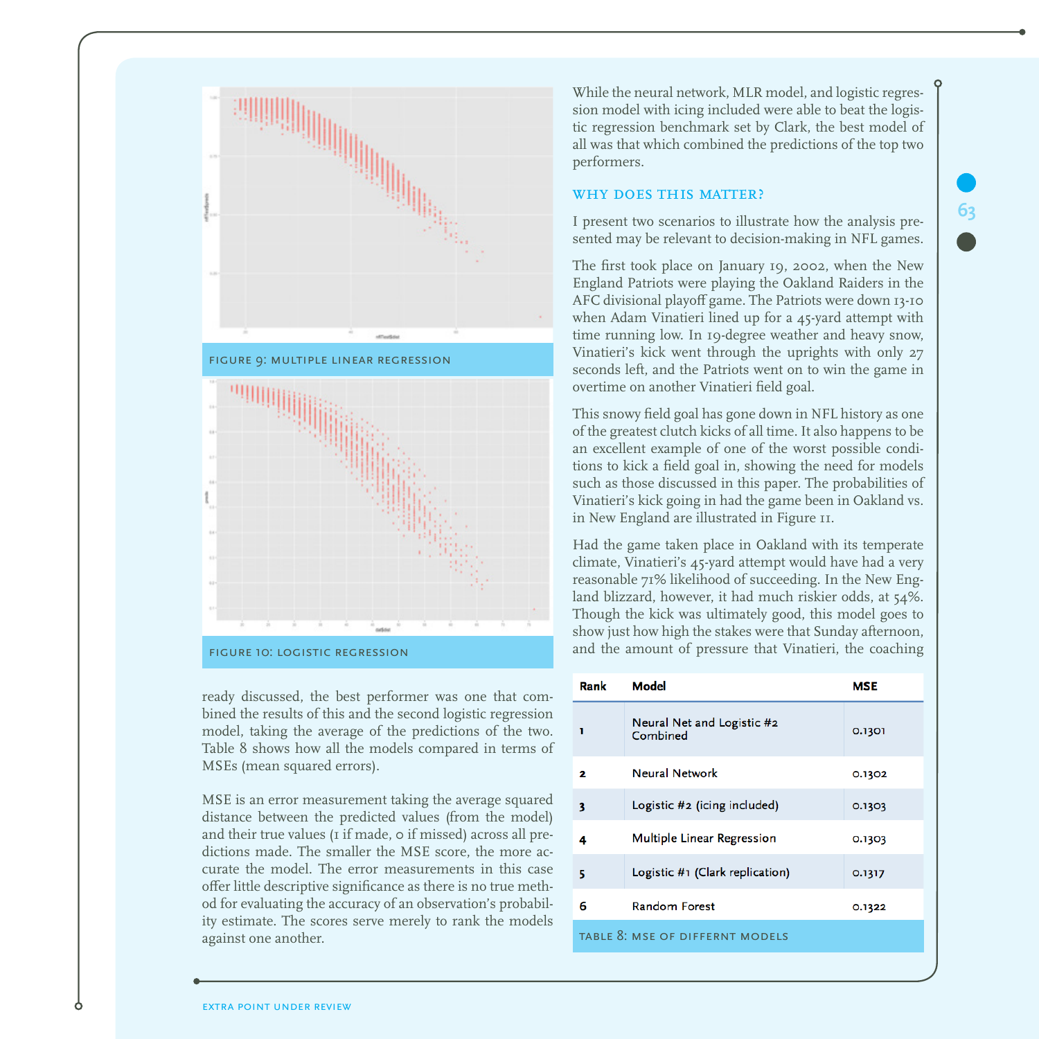FIGURE 9: MULTIPLE LINEAR REGRESSION

FIGURE 10: LOGISTIC REGRESSION

ready discussed, the best performer was one that combined the results of this and the second logistic regression model, taking the average of the predictions of the two. Table 8 shows how all the models compared in terms of MSEs (mean squared errors).

MSE is an error measurement taking the average squared distance between the predicted values (from the model) and their true values (1 if made, 0 if missed) across all predictions made. The smaller the MSE score, the more accurate the model. The error measurements in this case offer little descriptive significance as there is no true method for evaluating the accuracy of an observation's probability estimate. The scores serve merely to rank the models against one another.

While the neural network, MLR model, and logistic regression model with icing included were able to beat the logistic regression benchmark set by Clark, the best model of all was that which combined the predictions of the top two performers.

## WHY DOES THIS MATTER?

I present two scenarios to illustrate how the analysis presented may be relevant to decision-making in NFL games.

The first took place on January 19, 2002, when the New England Patriots were playing the Oakland Raiders in the AFC divisional playoff game. The Patriots were down 13-10 when Adam Vinatieri lined up for a 45-yard attempt with time running low. In 19-degree weather and heavy snow, Vinatieri's kick went through the uprights with only 27 seconds left, and the Patriots went on to win the game in overtime on another Vinatieri field goal.

This snowy field goal has gone down in NFL history as one of the greatest clutch kicks of all time. It also happens to be an excellent example of one of the worst possible conditions to kick a field goal in, showing the need for models such as those discussed in this paper. The probabilities of Vinatieri's kick going in had the game been in Oakland vs. in New England are illustrated in Figure 11.

Had the game taken place in Oakland with its temperate climate, Vinatieri's 45-yard attempt would have had a very reasonable 71% likelihood of succeeding. In the New England blizzard, however, it had much riskier odds, at 54%. Though the kick was ultimately good, this model goes to show just how high the stakes were that Sunday afternoon, and the amount of pressure that Vinatieri, the coaching

| Rank | Model | MSE |
|---|---|---|
| 1 | Neural Net and Logistic #2 Combined | 0.1301 |
| 2 | Neural Network | 0.1302 |
| 3 | Logistic #2 (icing included) | 0.1303 |
| 4 | Multiple Linear Regression | 0.1303 |
| 5 | Logistic #1 (Clark replication) | 0.1317 |
| 6 | Random Forest | 0.1322 |

TABLE 8: MSE OF DIFFERNT MODELS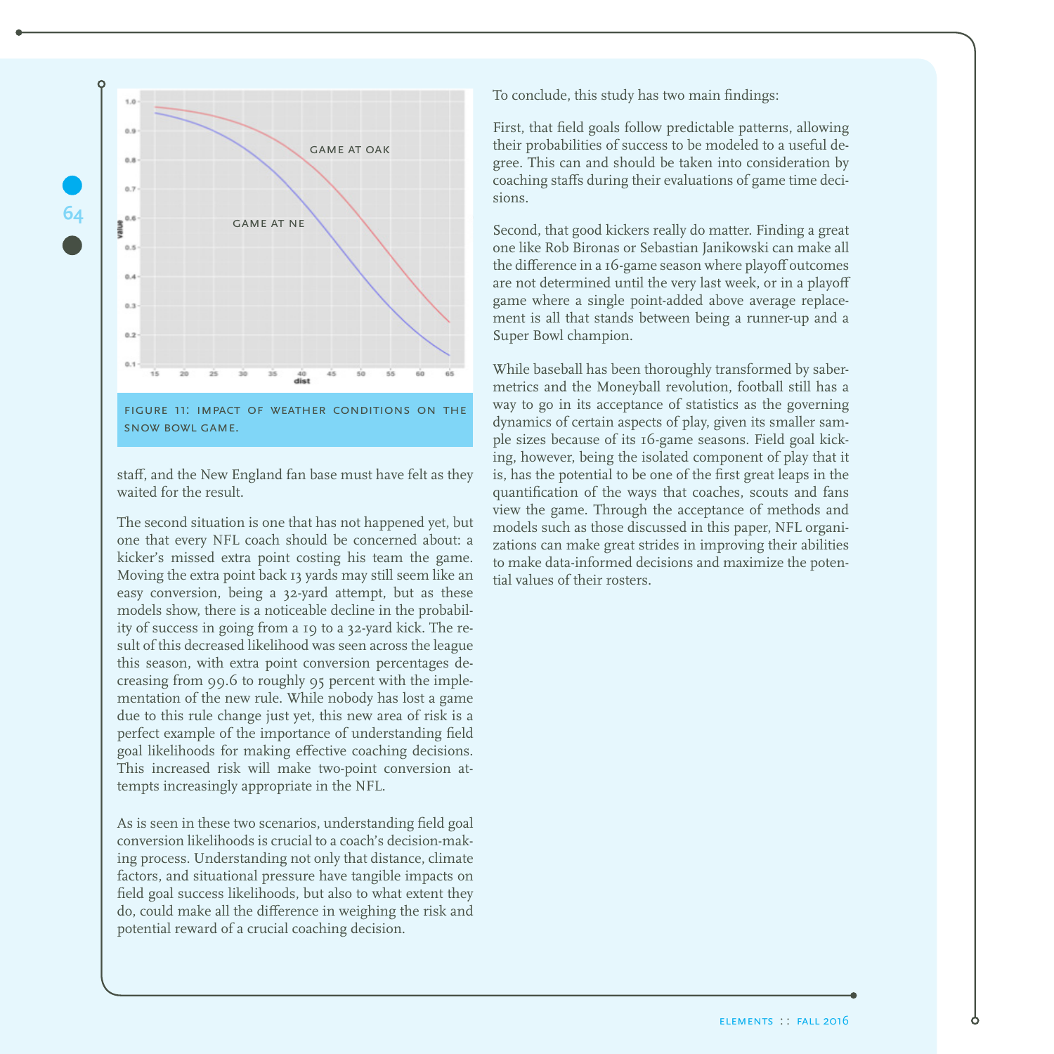1.0
0.9
0.8
0.7
0.6
0.5
0.4
0.3
0.2
0.1
value
15 20 25 30 35 40 45 50 55 60 65
dist
GAME AT OAK
GAME AT NE

FIGURE 11: IMPACT OF WEATHER CONDITIONS ON THE SNOW BOWL GAME.

staff, and the New England fan base must have felt as they waited for the result.

The second situation is one that has not happened yet, but one that every NFL coach should be concerned about: a kicker's missed extra point costing his team the game. Moving the extra point back 13 yards may still seem like an easy conversion, being a 32-yard attempt, but as these models show, there is a noticeable decline in the probability of success in going from a 19 to a 32-yard kick. The result of this decreased likelihood was seen across the league this season, with extra point conversion percentages decreasing from 99.6 to roughly 95 percent with the implementation of the new rule. While nobody has lost a game due to this rule change just yet, this new area of risk is a perfect example of the importance of understanding field goal likelihoods for making effective coaching decisions. This increased risk will make two-point conversion attempts increasingly appropriate in the NFL.

As is seen in these two scenarios, understanding field goal conversion likelihoods is crucial to a coach's decision-making process. Understanding not only that distance, climate factors, and situational pressure have tangible impacts on field goal success likelihoods, but also to what extent they do, could make all the difference in weighing the risk and potential reward of a crucial coaching decision.

To conclude, this study has two main findings:

First, that field goals follow predictable patterns, allowing their probabilities of success to be modeled to a useful degree. This can and should be taken into consideration by coaching staffs during their evaluations of game time decisions.

Second, that good kickers really do matter. Finding a great one like Rob Bironas or Sebastian Janikowski can make all the difference in a 16-game season where playoff outcomes are not determined until the very last week, or in a playoff game where a single point-added above average replacement is all that stands between being a runner-up and a Super Bowl champion.

While baseball has been thoroughly transformed by sabermetrics and the Moneyball revolution, football still has a way to go in its acceptance of statistics as the governing dynamics of certain aspects of play, given its smaller sample sizes because of its 16-game seasons. Field goal kicking, however, being the isolated component of play that it is, has the potential to be one of the first great leaps in the quantification of the ways that coaches, scouts and fans view the game. Through the acceptance of methods and models such as those discussed in this paper, NFL organizations can make great strides in improving their abilities to make data-informed decisions and maximize the potential values of their rosters.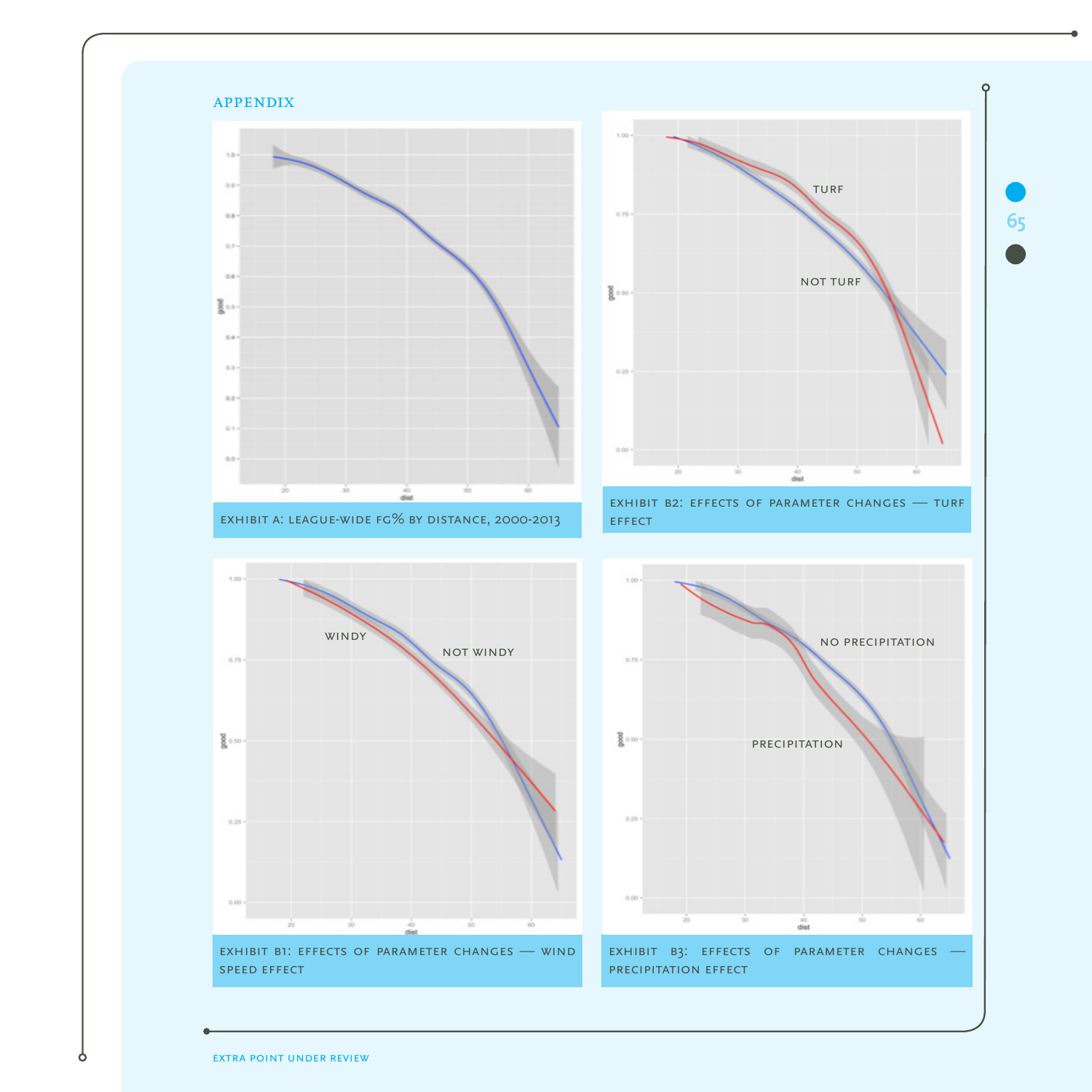## APPENDIX

EXHIBIT A: LEAGUE-WIDE FG% BY DISTANCE, 2000-2013

TURF

NOT TURF

EXHIBIT B2: EFFECTS OF PARAMETER CHANGES — TURF EFFECT

WINDY

NOT WINDY

EXHIBIT B1: EFFECTS OF PARAMETER CHANGES — WIND SPEED EFFECT

NO PRECIPITATION

PRECIPITATION

EXHIBIT B3: EFFECTS OF PARAMETER CHANGES — PRECIPITATION EFFECT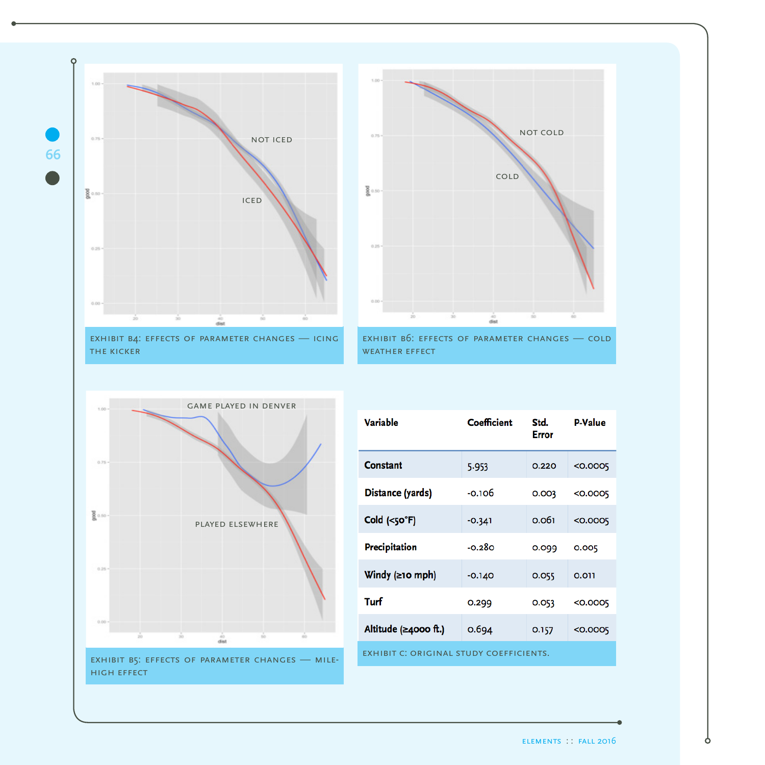EXHIBIT B4: EFFECTS OF PARAMETER CHANGES — ICING THE KICKER

EXHIBIT B6: EFFECTS OF PARAMETER CHANGES — COLD WEATHER EFFECT

EXHIBIT B5: EFFECTS OF PARAMETER CHANGES — MILE-HIGH EFFECT

| Variable | Coefficient | Std. Error | P-Value |
|---|---|---|---|
| Constant | 5.953 | 0.220 | <0.0005 |
| Distance (yards) | -0.106 | 0.003 | <0.0005 |
| Cold (<50°F) | -0.341 | 0.061 | <0.0005 |
| Precipitation | -0.280 | 0.099 | 0.005 |
| Windy (≥10 mph) | -0.140 | 0.055 | 0.011 |
| Turf | 0.299 | 0.053 | <0.0005 |
| Altitude (≥4000 ft.) | 0.694 | 0.157 | <0.0005 |

EXHIBIT C: ORIGINAL STUDY COEFFICIENTS.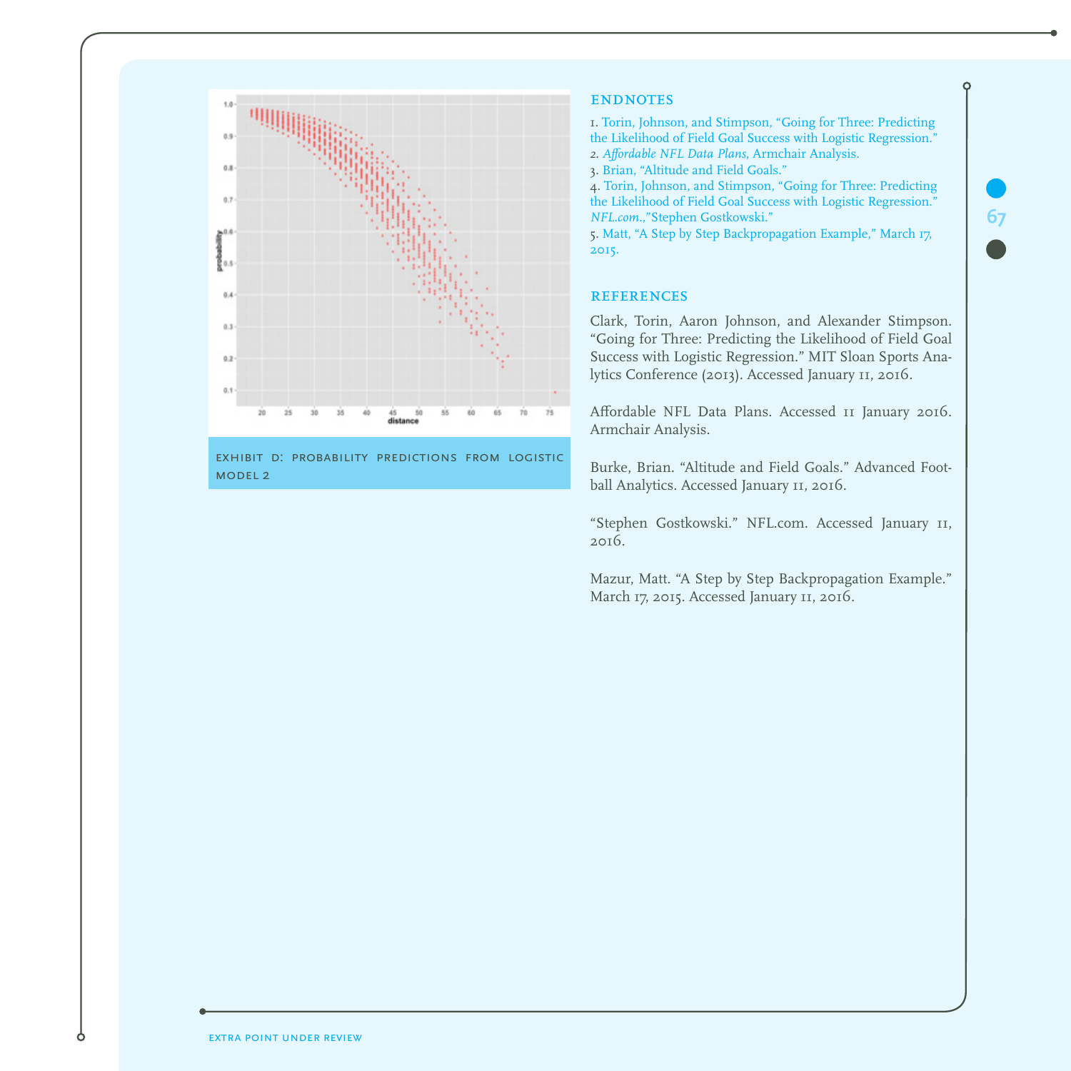1.0
0.9
0.8
0.7
0.6
0.5
0.4
0.3
0.2
0.1
probability
20 25 30 35 40 45 50 55 60 65 70 75
distance

EXHIBIT D: PROBABILITY PREDICTIONS FROM LOGISTIC MODEL 2

## ENDNOTES

1. Torin, Johnson, and Stimpson, "Going for Three: Predicting the Likelihood of Field Goal Success with Logistic Regression."
2. *Affordable NFL Data Plans*, Armchair Analysis.
3. Brian, "Altitude and Field Goals."
4. Torin, Johnson, and Stimpson, "Going for Three: Predicting the Likelihood of Field Goal Success with Logistic Regression." *NFL.com.*,"Stephen Gostkowski."
5. Matt, "A Step by Step Backpropagation Example," March 17, 2015.

## REFERENCES

Clark, Torin, Aaron Johnson, and Alexander Stimpson. "Going for Three: Predicting the Likelihood of Field Goal Success with Logistic Regression." MIT Sloan Sports Analytics Conference (2013). Accessed January 11, 2016.

Affordable NFL Data Plans. Accessed 11 January 2016. Armchair Analysis.

Burke, Brian. "Altitude and Field Goals." Advanced Football Analytics. Accessed January 11, 2016.

"Stephen Gostkowski." NFL.com. Accessed January 11, 2016.

Mazur, Matt. "A Step by Step Backpropagation Example." March 17, 2015. Accessed January 11, 2016.